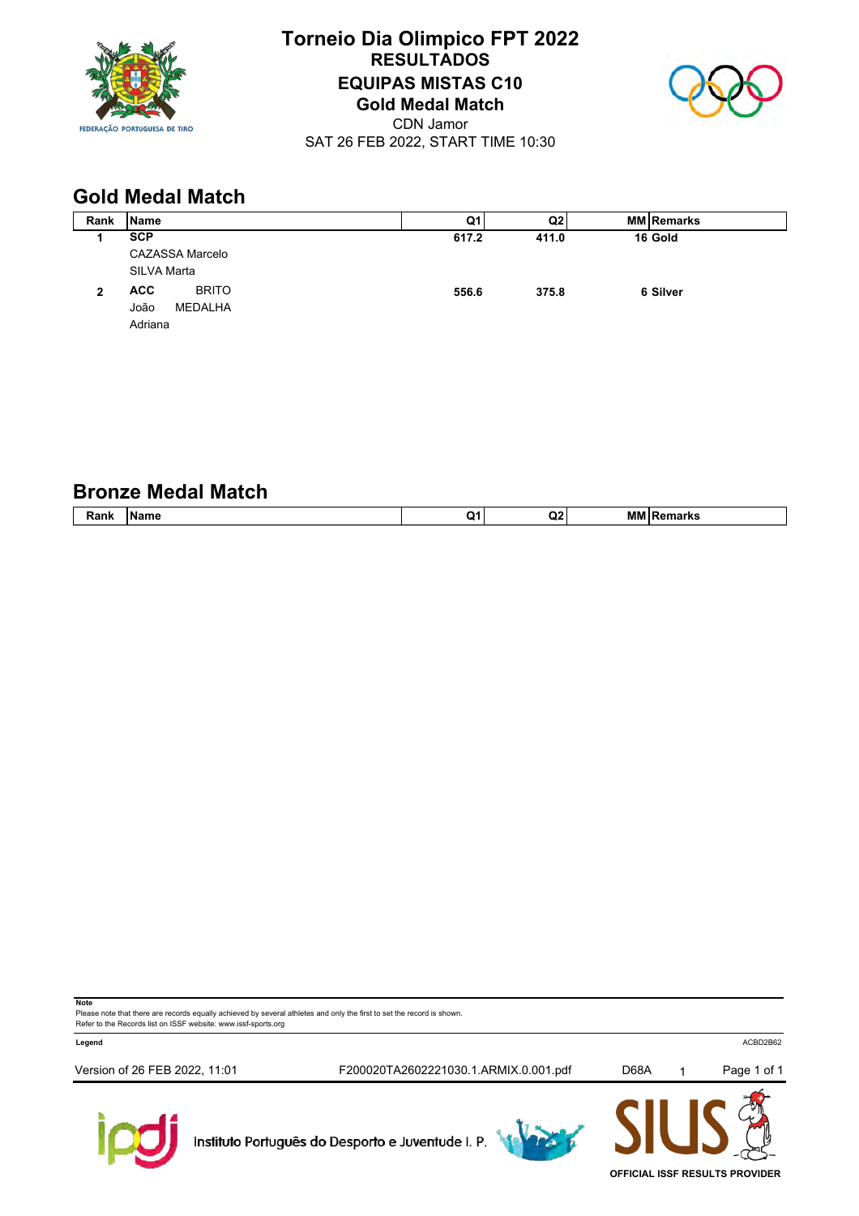# Torneio Dia Olimpico FPT 2022

**RESULTADOS**

**EQUIPAS MISTAS C10**

**Gold Medal Match**

CDN Jamor

SAT 26 FEB 2022, START TIME 10:30

## Gold Medal Match

| Rank | Name | Q1 | Q2 | MM | Remarks |
|---|---|---|---|---|---|
| 1 | **SCP**<br>CAZASSA Marcelo<br>SILVA Marta | **617.2** | **411.0** | **16** | **Gold** |
| 2 | **ACC** BRITO<br>João MEDALHA<br>Adriana | **556.6** | **375.8** | **6** | **Silver** |

## Bronze Medal Match

| Rank | Name | Q1 | Q2 | MM | Remarks |
|---|---|---|---|---|---|

**Note**

Please note that there are records equally achieved by several athletes and only the first to set the record is shown.
Refer to the Records list on ISSF website: www.issf-sports.org

**Legend**

ACBD2B62

Version of 26 FEB 2022, 11:01 F200020TA2602221030.1.ARMIX.0.001.pdf D68A 1

Instituto Português do Desporto e Juventude I. P.

OFFICIAL ISSF RESULTS PROVIDER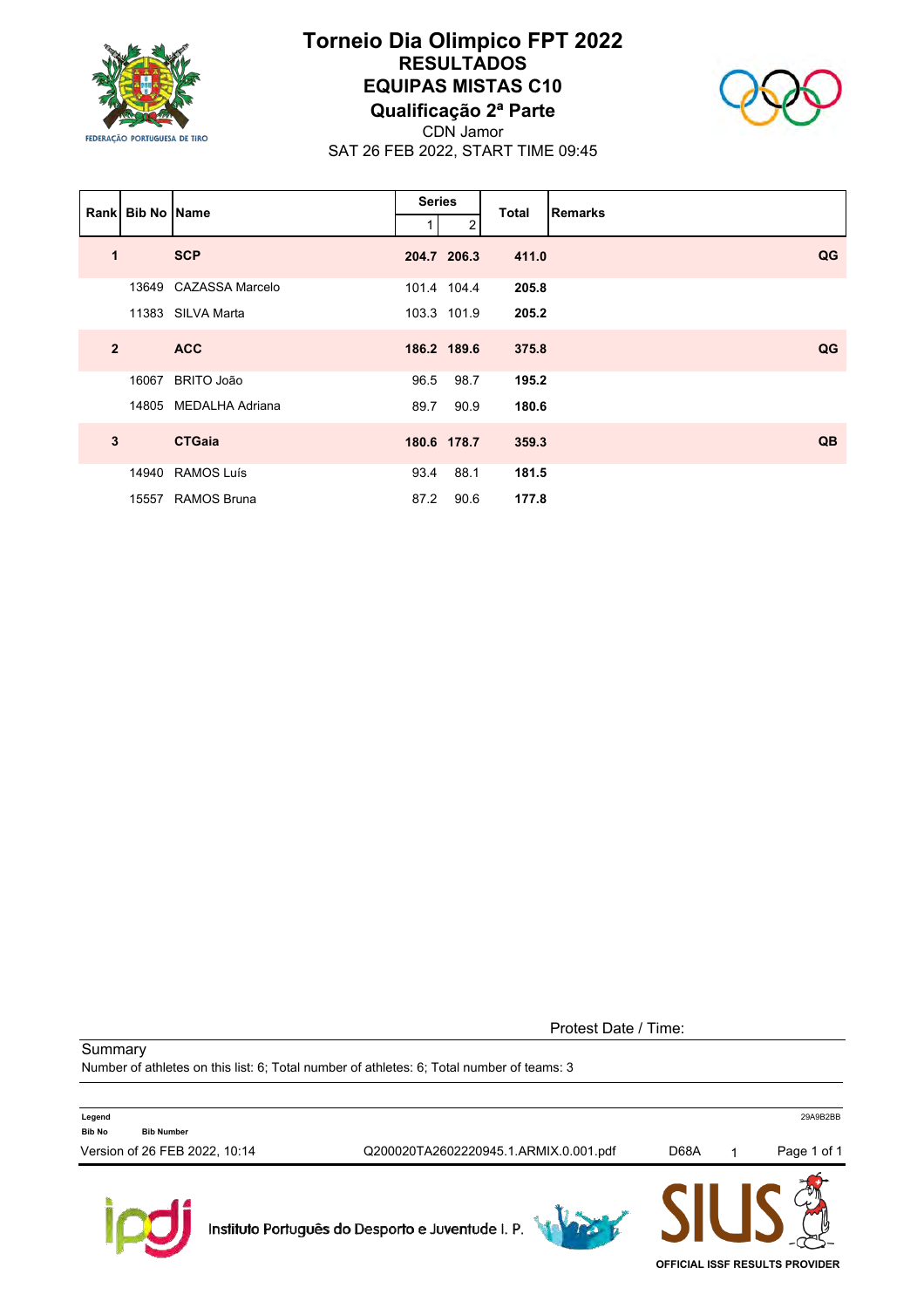# Torneio Dia Olimpico FPT 2022

## RESULTADOS

## EQUIPAS MISTAS C10

## Qualificação 2ª Parte

CDN Jamor

SAT 26 FEB 2022, START TIME 09:45

| Rank | Bib No | Name | Series 1 | Series 2 | Total | Remarks |
|---|---|---|---|---|---|---|
| **1** | | **SCP** | **204.7** | **206.3** | **411.0** | **QG** |
| | 13649 | CAZASSA Marcelo | 101.4 | 104.4 | **205.8** | |
| | 11383 | SILVA Marta | 103.3 | 101.9 | **205.2** | |
| **2** | | **ACC** | **186.2** | **189.6** | **375.8** | **QG** |
| | 16067 | BRITO João | 96.5 | 98.7 | **195.2** | |
| | 14805 | MEDALHA Adriana | 89.7 | 90.9 | **180.6** | |
| **3** | | **CTGaia** | **180.6** | **178.7** | **359.3** | **QB** |
| | 14940 | RAMOS Luís | 93.4 | 88.1 | **181.5** | |
| | 15557 | RAMOS Bruna | 87.2 | 90.6 | **177.8** | |

Protest Date / Time:

Summary

Number of athletes on this list: 6; Total number of athletes: 6; Total number of teams: 3

**Legend**

**Bib No** **Bib Number**

29A9B2BB

Version of 26 FEB 2022, 10:14 Q200020TA2602220945.1.ARMIX.0.001.pdf D68A 1

Instituto Português do Desporto e Juventude I. P.

OFFICIAL ISSF RESULTS PROVIDER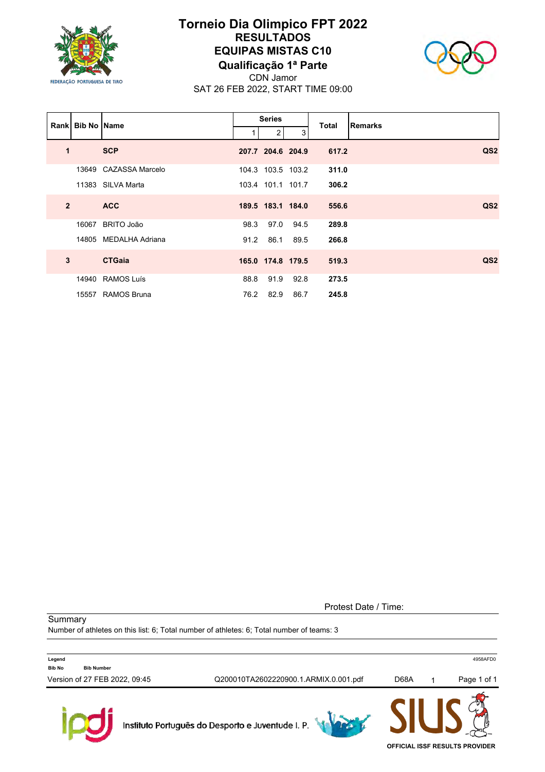# Torneio Dia Olimpico FPT 2022

## RESULTADOS

## EQUIPAS MISTAS C10

## Qualificação 1ª Parte

CDN Jamor

SAT 26 FEB 2022, START TIME 09:00

| Rank | Bib No | Name | Series | | | Total | Remarks |
|---|---|---|---|---|---|---|---|
| | | | 1 | 2 | 3 | | |
| **1** | | **SCP** | **207.7** | **204.6** | **204.9** | **617.2** | **QS2** |
| | 13649 | CAZASSA Marcelo | 104.3 | 103.5 | 103.2 | **311.0** | |
| | 11383 | SILVA Marta | 103.4 | 101.1 | 101.7 | **306.2** | |
| **2** | | **ACC** | **189.5** | **183.1** | **184.0** | **556.6** | **QS2** |
| | 16067 | BRITO João | 98.3 | 97.0 | 94.5 | **289.8** | |
| | 14805 | MEDALHA Adriana | 91.2 | 86.1 | 89.5 | **266.8** | |
| **3** | | **CTGaia** | **165.0** | **174.8** | **179.5** | **519.3** | **QS2** |
| | 14940 | RAMOS Luís | 88.8 | 91.9 | 92.8 | **273.5** | |
| | 15557 | RAMOS Bruna | 76.2 | 82.9 | 86.7 | **245.8** | |

Protest Date / Time:

Summary

Number of athletes on this list: 6; Total number of athletes: 6; Total number of teams: 3

**Legend**

**Bib No** **Bib Number**

4958AFD0

Version of 27 FEB 2022, 09:45 Q200010TA2602220900.1.ARMIX.0.001.pdf D68A 1

Instituto Português do Desporto e Juventude I. P.

OFFICIAL ISSF RESULTS PROVIDER